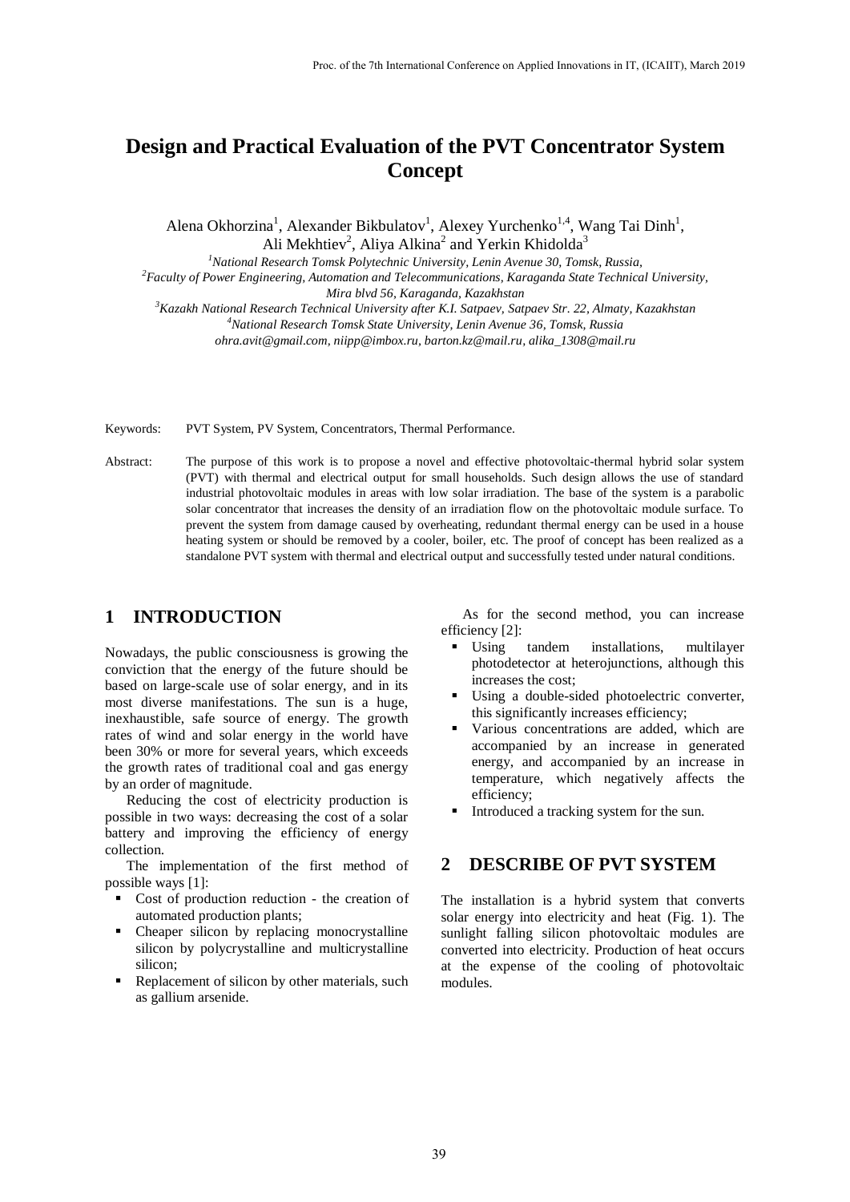# Design and Practical Evaluation of the PVT Concentrator System Concept

Alena Okhorzina[1], Alexander Bikbulatov[1], Alexey Yurchenko[1,4], Wang Tai Dinh[1], Ali Mekhtiev[2], Aliya Alkina[2] and Yerkin Khidolda[3]

[1]*National Research Tomsk Polytechnic University, Lenin Avenue 30, Tomsk, Russia,*
[2]*Faculty of Power Engineering, Automation and Telecommunications, Karaganda State Technical University, Mira blvd 56, Karaganda, Kazakhstan*
[3]*Kazakh National Research Technical University after K.I. Satpaev, Satpaev Str. 22, Almaty, Kazakhstan*
[4]*National Research Tomsk State University, Lenin Avenue 36, Tomsk, Russia*
*ohra.avit@gmail.com, niipp@imbox.ru, barton.kz@mail.ru, alika_1308@mail.ru*

Keywords: PVT System, PV System, Concentrators, Thermal Performance.

Abstract: The purpose of this work is to propose a novel and effective photovoltaic-thermal hybrid solar system (PVT) with thermal and electrical output for small households. Such design allows the use of standard industrial photovoltaic modules in areas with low solar irradiation. The base of the system is a parabolic solar concentrator that increases the density of an irradiation flow on the photovoltaic module surface. To prevent the system from damage caused by overheating, redundant thermal energy can be used in a house heating system or should be removed by a cooler, boiler, etc. The proof of concept has been realized as a standalone PVT system with thermal and electrical output and successfully tested under natural conditions.

## 1 INTRODUCTION

Nowadays, the public consciousness is growing the conviction that the energy of the future should be based on large-scale use of solar energy, and in its most diverse manifestations. The sun is a huge, inexhaustible, safe source of energy. The growth rates of wind and solar energy in the world have been 30% or more for several years, which exceeds the growth rates of traditional coal and gas energy by an order of magnitude.

Reducing the cost of electricity production is possible in two ways: decreasing the cost of a solar battery and improving the efficiency of energy collection.

The implementation of the first method of possible ways [1]:

- Cost of production reduction - the creation of automated production plants;
- Cheaper silicon by replacing monocrystalline silicon by polycrystalline and multicrystalline silicon;
- Replacement of silicon by other materials, such as gallium arsenide.

As for the second method, you can increase efficiency [2]:

- Using tandem installations, multilayer photodetector at heterojunctions, although this increases the cost;
- Using a double-sided photoelectric converter, this significantly increases efficiency;
- Various concentrations are added, which are accompanied by an increase in generated energy, and accompanied by an increase in temperature, which negatively affects the efficiency;
- Introduced a tracking system for the sun.

## 2 DESCRIBE OF PVT SYSTEM

The installation is a hybrid system that converts solar energy into electricity and heat (Fig. 1). The sunlight falling silicon photovoltaic modules are converted into electricity. Production of heat occurs at the expense of the cooling of photovoltaic modules.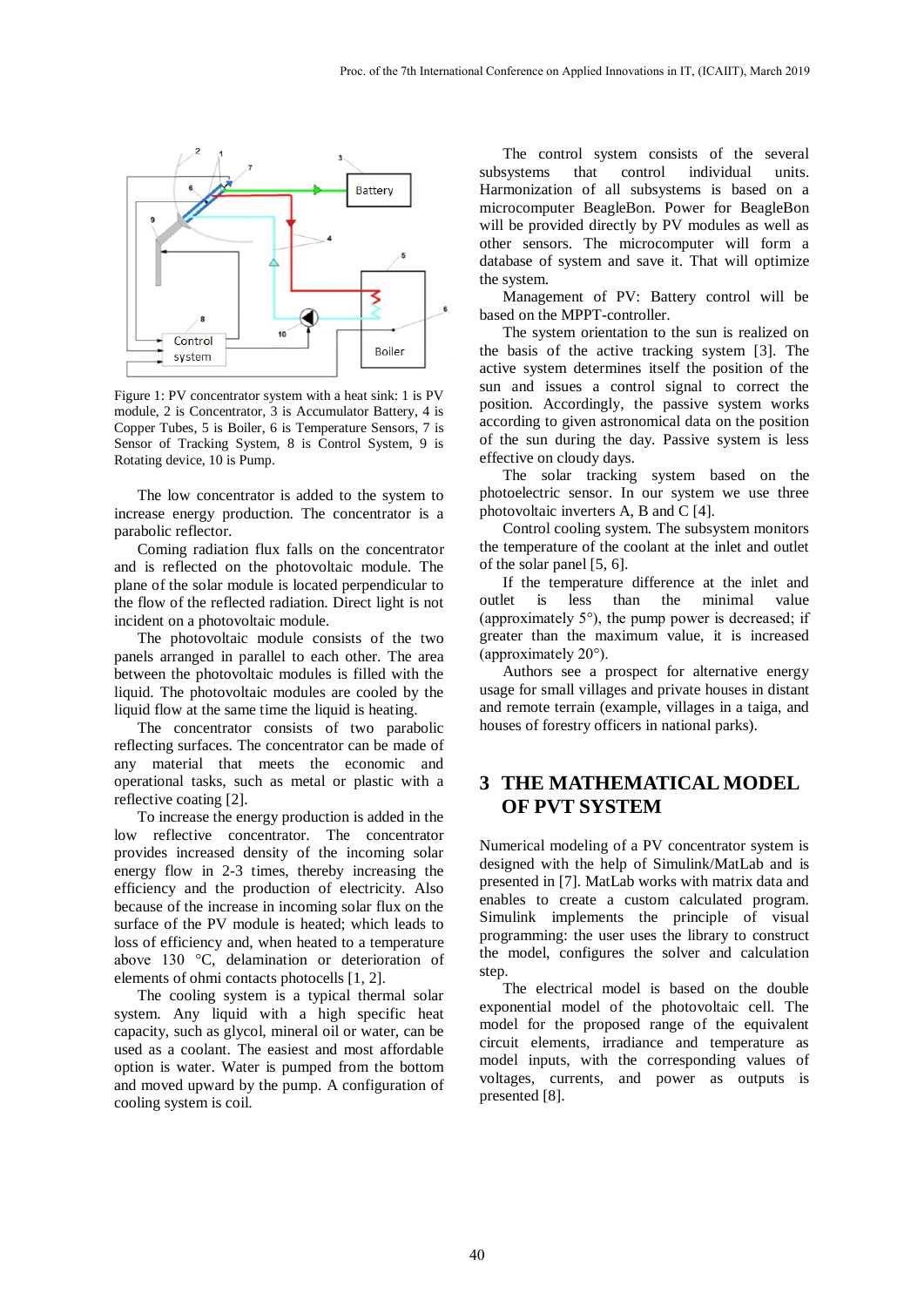Figure 1: PV concentrator system with a heat sink: 1 is PV module, 2 is Concentrator, 3 is Accumulator Battery, 4 is Copper Tubes, 5 is Boiler, 6 is Temperature Sensors, 7 is Sensor of Tracking System, 8 is Control System, 9 is Rotating device, 10 is Pump.

The low concentrator is added to the system to increase energy production. The concentrator is a parabolic reflector.

Coming radiation flux falls on the concentrator and is reflected on the photovoltaic module. The plane of the solar module is located perpendicular to the flow of the reflected radiation. Direct light is not incident on a photovoltaic module.

The photovoltaic module consists of the two panels arranged in parallel to each other. The area between the photovoltaic modules is filled with the liquid. The photovoltaic modules are cooled by the liquid flow at the same time the liquid is heating.

The concentrator consists of two parabolic reflecting surfaces. The concentrator can be made of any material that meets the economic and operational tasks, such as metal or plastic with a reflective coating [2].

To increase the energy production is added in the low reflective concentrator. The concentrator provides increased density of the incoming solar energy flow in 2-3 times, thereby increasing the efficiency and the production of electricity. Also because of the increase in incoming solar flux on the surface of the PV module is heated; which leads to loss of efficiency and, when heated to a temperature above 130 °C, delamination or deterioration of elements of ohmi contacts photocells [1, 2].

The cooling system is a typical thermal solar system. Any liquid with a high specific heat capacity, such as glycol, mineral oil or water, can be used as a coolant. The easiest and most affordable option is water. Water is pumped from the bottom and moved upward by the pump. A configuration of cooling system is coil.

The control system consists of the several subsystems that control individual units. Harmonization of all subsystems is based on a microcomputer BeagleBon. Power for BeagleBon will be provided directly by PV modules as well as other sensors. The microcomputer will form a database of system and save it. That will optimize the system.

Management of PV: Battery control will be based on the MPPT-controller.

The system orientation to the sun is realized on the basis of the active tracking system [3]. The active system determines itself the position of the sun and issues a control signal to correct the position. Accordingly, the passive system works according to given astronomical data on the position of the sun during the day. Passive system is less effective on cloudy days.

The solar tracking system based on the photoelectric sensor. In our system we use three photovoltaic inverters A, B and C [4].

Control cooling system. The subsystem monitors the temperature of the coolant at the inlet and outlet of the solar panel [5, 6].

If the temperature difference at the inlet and outlet is less than the minimal value (approximately 5°), the pump power is decreased; if greater than the maximum value, it is increased (approximately 20°).

Authors see a prospect for alternative energy usage for small villages and private houses in distant and remote terrain (example, villages in a taiga, and houses of forestry officers in national parks).

## 3 THE MATHEMATICAL MODEL OF PVT SYSTEM

Numerical modeling of a PV concentrator system is designed with the help of Simulink/MatLab and is presented in [7]. MatLab works with matrix data and enables to create a custom calculated program. Simulink implements the principle of visual programming: the user uses the library to construct the model, configures the solver and calculation step.

The electrical model is based on the double exponential model of the photovoltaic cell. The model for the proposed range of the equivalent circuit elements, irradiance and temperature as model inputs, with the corresponding values of voltages, currents, and power as outputs is presented [8].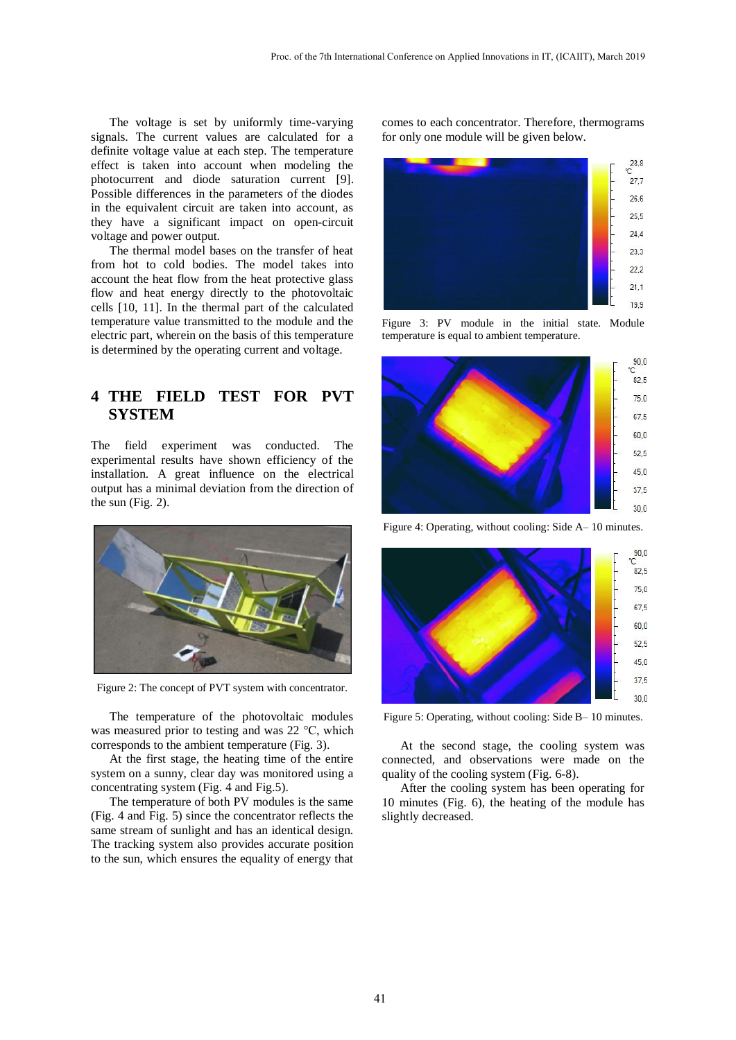The voltage is set by uniformly time-varying signals. The current values are calculated for a definite voltage value at each step. The temperature effect is taken into account when modeling the photocurrent and diode saturation current [9]. Possible differences in the parameters of the diodes in the equivalent circuit are taken into account, as they have a significant impact on open-circuit voltage and power output.

The thermal model bases on the transfer of heat from hot to cold bodies. The model takes into account the heat flow from the heat protective glass flow and heat energy directly to the photovoltaic cells [10, 11]. In the thermal part of the calculated temperature value transmitted to the module and the electric part, wherein on the basis of this temperature is determined by the operating current and voltage.

## 4 THE FIELD TEST FOR PVT SYSTEM

The field experiment was conducted. The experimental results have shown efficiency of the installation. A great influence on the electrical output has a minimal deviation from the direction of the sun (Fig. 2).

Figure 2: The concept of PVT system with concentrator.

The temperature of the photovoltaic modules was measured prior to testing and was 22 °C, which corresponds to the ambient temperature (Fig. 3).

At the first stage, the heating time of the entire system on a sunny, clear day was monitored using a concentrating system (Fig. 4 and Fig.5).

The temperature of both PV modules is the same (Fig. 4 and Fig. 5) since the concentrator reflects the same stream of sunlight and has an identical design. The tracking system also provides accurate position to the sun, which ensures the equality of energy that comes to each concentrator. Therefore, thermograms for only one module will be given below.

Figure 3: PV module in the initial state. Module temperature is equal to ambient temperature.

Figure 4: Operating, without cooling: Side A– 10 minutes.

Figure 5: Operating, without cooling: Side B– 10 minutes.

At the second stage, the cooling system was connected, and observations were made on the quality of the cooling system (Fig. 6-8).

After the cooling system has been operating for 10 minutes (Fig. 6), the heating of the module has slightly decreased.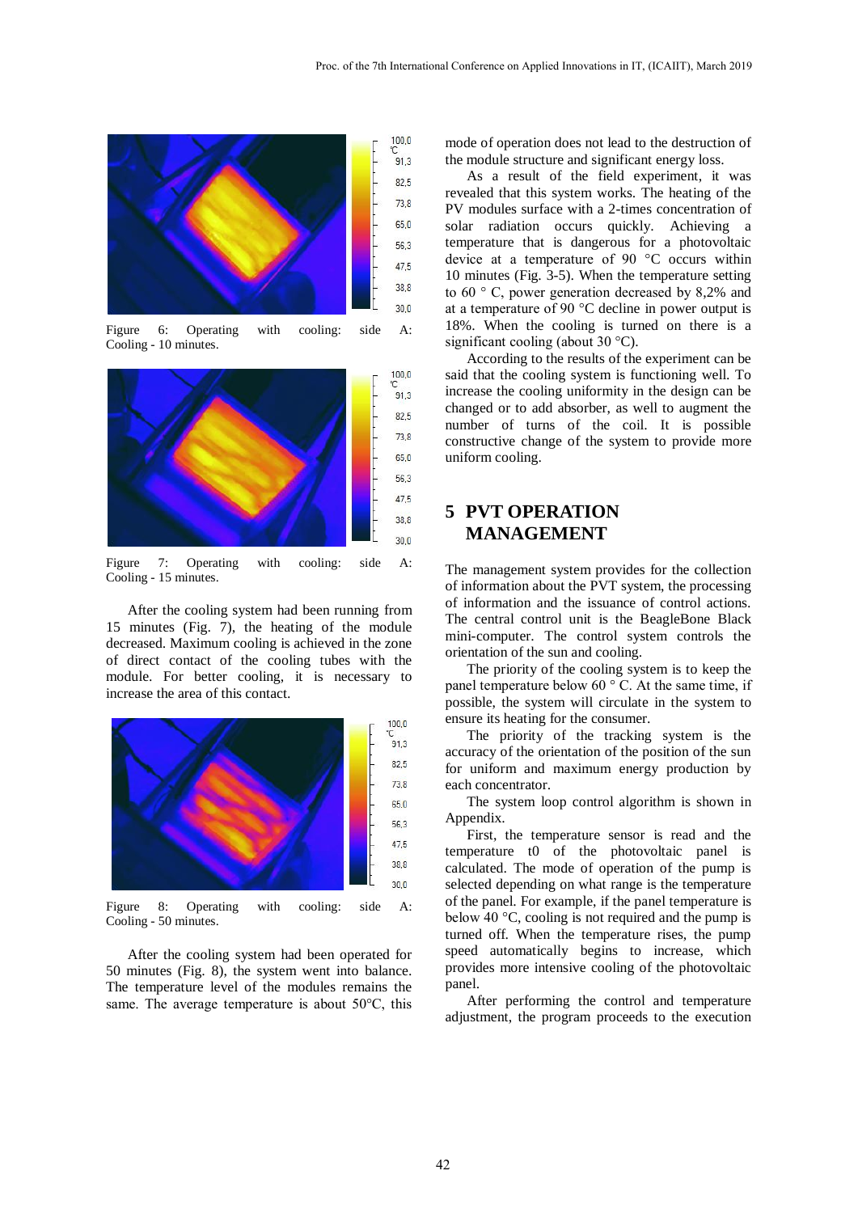Figure 6: Operating with cooling: side A: Cooling - 10 minutes.

Figure 7: Operating with cooling: side A: Cooling - 15 minutes.

After the cooling system had been running from 15 minutes (Fig. 7), the heating of the module decreased. Maximum cooling is achieved in the zone of direct contact of the cooling tubes with the module. For better cooling, it is necessary to increase the area of this contact.

Figure 8: Operating with cooling: side A: Cooling - 50 minutes.

After the cooling system had been operated for 50 minutes (Fig. 8), the system went into balance. The temperature level of the modules remains the same. The average temperature is about 50°C, this mode of operation does not lead to the destruction of the module structure and significant energy loss.

As a result of the field experiment, it was revealed that this system works. The heating of the PV modules surface with a 2-times concentration of solar radiation occurs quickly. Achieving a temperature that is dangerous for a photovoltaic device at a temperature of 90 °C occurs within 10 minutes (Fig. 3-5). When the temperature setting to 60 ° C, power generation decreased by 8,2% and at a temperature of 90 °C decline in power output is 18%. When the cooling is turned on there is a significant cooling (about 30 °C).

According to the results of the experiment can be said that the cooling system is functioning well. To increase the cooling uniformity in the design can be changed or to add absorber, as well to augment the number of turns of the coil. It is possible constructive change of the system to provide more uniform cooling.

## 5 PVT OPERATION MANAGEMENT

The management system provides for the collection of information about the PVT system, the processing of information and the issuance of control actions. The central control unit is the BeagleBone Black mini-computer. The control system controls the orientation of the sun and cooling.

The priority of the cooling system is to keep the panel temperature below 60 ° C. At the same time, if possible, the system will circulate in the system to ensure its heating for the consumer.

The priority of the tracking system is the accuracy of the orientation of the position of the sun for uniform and maximum energy production by each concentrator.

The system loop control algorithm is shown in Appendix.

First, the temperature sensor is read and the temperature t0 of the photovoltaic panel is calculated. The mode of operation of the pump is selected depending on what range is the temperature of the panel. For example, if the panel temperature is below 40 °C, cooling is not required and the pump is turned off. When the temperature rises, the pump speed automatically begins to increase, which provides more intensive cooling of the photovoltaic panel.

After performing the control and temperature adjustment, the program proceeds to the execution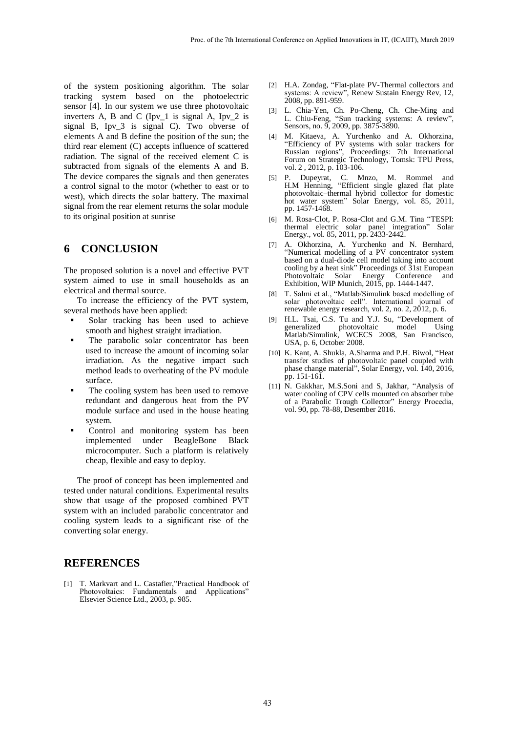of the system positioning algorithm. The solar tracking system based on the photoelectric sensor [4]. In our system we use three photovoltaic inverters A, B and C (Ipv_1 is signal A, Ipv_2 is signal B, Ipv_3 is signal C). Two obverse of elements A and B define the position of the sun; the third rear element (C) accepts influence of scattered radiation. The signal of the received element C is subtracted from signals of the elements A and B. The device compares the signals and then generates a control signal to the motor (whether to east or to west), which directs the solar battery. The maximal signal from the rear element returns the solar module to its original position at sunrise

# 6 CONCLUSION

The proposed solution is a novel and effective PVT system aimed to use in small households as an electrical and thermal source.

To increase the efficiency of the PVT system, several methods have been applied:

- Solar tracking has been used to achieve smooth and highest straight irradiation.
- The parabolic solar concentrator has been used to increase the amount of incoming solar irradiation. As the negative impact such method leads to overheating of the PV module surface.
- The cooling system has been used to remove redundant and dangerous heat from the PV module surface and used in the house heating system.
- Control and monitoring system has been implemented under BeagleBone Black microcomputer. Such a platform is relatively cheap, flexible and easy to deploy.

The proof of concept has been implemented and tested under natural conditions. Experimental results show that usage of the proposed combined PVT system with an included parabolic concentrator and cooling system leads to a significant rise of the converting solar energy.

# REFERENCES

[1] T. Markvart and L. Castafier,"Practical Handbook of Photovoltaics: Fundamentals and Applications" Elsevier Science Ltd., 2003, p. 985.

[2] H.A. Zondag, "Flat-plate PV-Thermal collectors and systems: A review", Renew Sustain Energy Rev, 12, 2008, pp. 891-959.

[3] L. Chia-Yen, Ch. Po-Cheng, Ch. Che-Ming and L. Chiu-Feng, "Sun tracking systems: A review", Sensors, no. 9, 2009, pp. 3875-3890.

[4] M. Kitaeva, A. Yurchenko and A. Okhorzina, "Efficiency of PV systems with solar trackers for Russian regions", Proceedings: 7th International Forum on Strategic Technology, Tomsk: TPU Press, vol. 2 , 2012, p. 103-106.

[5] P. Dupeyrat, C. Mnzo, M. Rommel and H.M Henning, "Efficient single glazed flat plate photovoltaic–thermal hybrid collector for domestic hot water system" Solar Energy, vol. 85, 2011, pp. 1457-1468.

[6] M. Rosa-Clot, P. Rosa-Clot and G.M. Tina "TESPI: thermal electric solar panel integration" Solar Energy., vol. 85, 2011, pp. 2433-2442.

[7] A. Okhorzina, A. Yurchenko and N. Bernhard, "Numerical modelling of a PV concentrator system based on a dual-diode cell model taking into account cooling by a heat sink" Proceedings of 31st European Photovoltaic Solar Energy Conference and Exhibition, WIP Munich, 2015, pp. 1444-1447.

[8] T. Salmi et al., "Matlab/Simulink based modelling of solar photovoltaic cell". International journal of renewable energy research, vol. 2, no. 2, 2012, p. 6.

[9] H.L. Tsai, C.S. Tu and Y.J. Su, "Development of generalized photovoltaic model Using Matlab/Simulink, WCECS 2008, San Francisco, USA, p. 6, October 2008.

[10] K. Kant, A. Shukla, A.Sharma and P.H. Biwol, "Heat transfer studies of photovoltaic panel coupled with phase change material", Solar Energy, vol. 140, 2016, pp. 151-161.

[11] N. Gakkhar, M.S.Soni and S, Jakhar, "Analysis of water cooling of CPV cells mounted on absorber tube of a Parabolic Trough Collector" Energy Procedia, vol. 90, pp. 78-88, Desember 2016.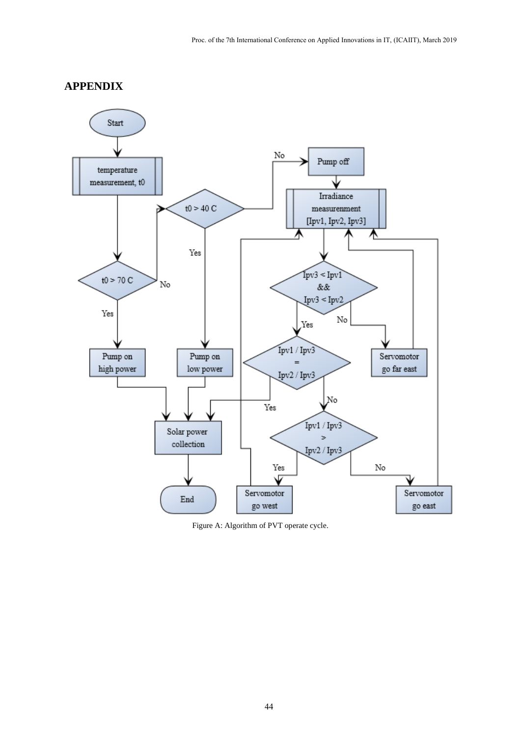## APPENDIX

Start

temperature measurement, t0

t0 > 70 C

Yes

No

t0 > 40 C

Yes

No

Pump off

Irradiance measurenment [Ipv1, Ipv2, Ipv3]

Ipv3 < Ipv1 && Ipv3 < Ipv2

Yes

No

Servomotor go far east

Ipv1 / Ipv3 = Ipv2 / Ipv3

Yes

No

Ipv1 / Ipv3 > Ipv2 / Ipv3

Yes

No

Servomotor go west

Servomotor go east

Pump on high power

Pump on low power

Solar power collection

End

Figure A: Algorithm of PVT operate cycle.